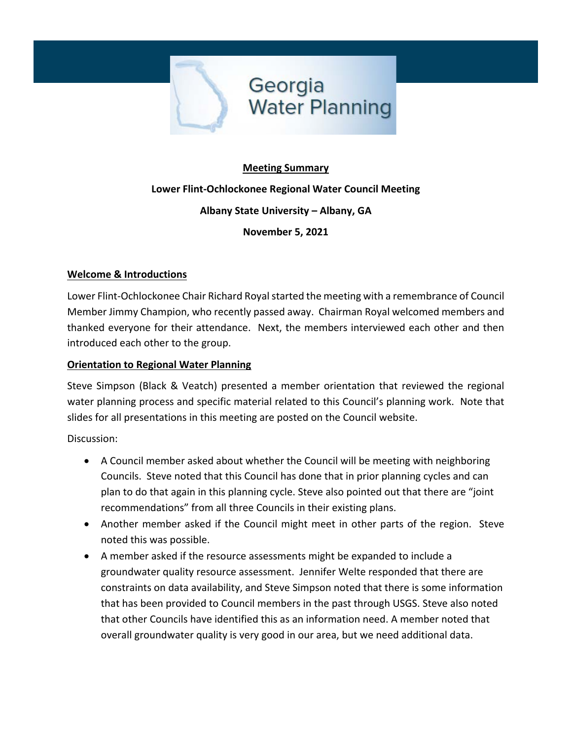Georgia Water Planning

**Meeting Summary**

**Lower Flint-Ochlockonee Regional Water Council Meeting**

**Albany State University – Albany, GA**

**November 5, 2021**

## Welcome & Introductions

Lower Flint-Ochlockonee Chair Richard Royal started the meeting with a remembrance of Council Member Jimmy Champion, who recently passed away. Chairman Royal welcomed members and thanked everyone for their attendance. Next, the members interviewed each other and then introduced each other to the group.

## Orientation to Regional Water Planning

Steve Simpson (Black & Veatch) presented a member orientation that reviewed the regional water planning process and specific material related to this Council's planning work. Note that slides for all presentations in this meeting are posted on the Council website.

Discussion:

- A Council member asked about whether the Council will be meeting with neighboring Councils. Steve noted that this Council has done that in prior planning cycles and can plan to do that again in this planning cycle. Steve also pointed out that there are "joint recommendations" from all three Councils in their existing plans.
- Another member asked if the Council might meet in other parts of the region. Steve noted this was possible.
- A member asked if the resource assessments might be expanded to include a groundwater quality resource assessment. Jennifer Welte responded that there are constraints on data availability, and Steve Simpson noted that there is some information that has been provided to Council members in the past through USGS. Steve also noted that other Councils have identified this as an information need. A member noted that overall groundwater quality is very good in our area, but we need additional data.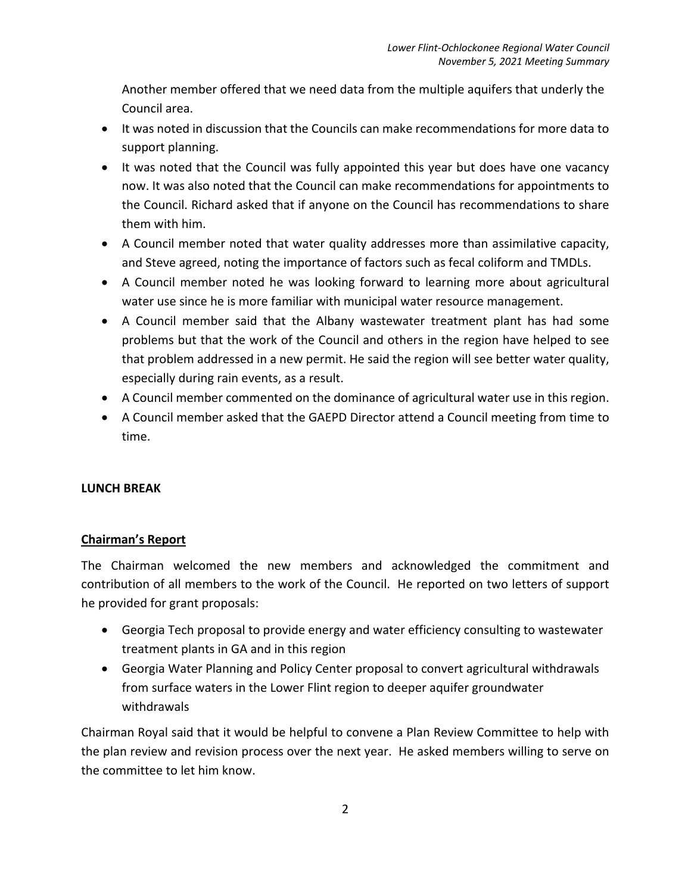Another member offered that we need data from the multiple aquifers that underly the Council area.

- It was noted in discussion that the Councils can make recommendations for more data to support planning.
- It was noted that the Council was fully appointed this year but does have one vacancy now. It was also noted that the Council can make recommendations for appointments to the Council. Richard asked that if anyone on the Council has recommendations to share them with him.
- A Council member noted that water quality addresses more than assimilative capacity, and Steve agreed, noting the importance of factors such as fecal coliform and TMDLs.
- A Council member noted he was looking forward to learning more about agricultural water use since he is more familiar with municipal water resource management.
- A Council member said that the Albany wastewater treatment plant has had some problems but that the work of the Council and others in the region have helped to see that problem addressed in a new permit. He said the region will see better water quality, especially during rain events, as a result.
- A Council member commented on the dominance of agricultural water use in this region.
- A Council member asked that the GAEPD Director attend a Council meeting from time to time.

**LUNCH BREAK**

## Chairman's Report

The Chairman welcomed the new members and acknowledged the commitment and contribution of all members to the work of the Council. He reported on two letters of support he provided for grant proposals:

- Georgia Tech proposal to provide energy and water efficiency consulting to wastewater treatment plants in GA and in this region
- Georgia Water Planning and Policy Center proposal to convert agricultural withdrawals from surface waters in the Lower Flint region to deeper aquifer groundwater withdrawals

Chairman Royal said that it would be helpful to convene a Plan Review Committee to help with the plan review and revision process over the next year. He asked members willing to serve on the committee to let him know.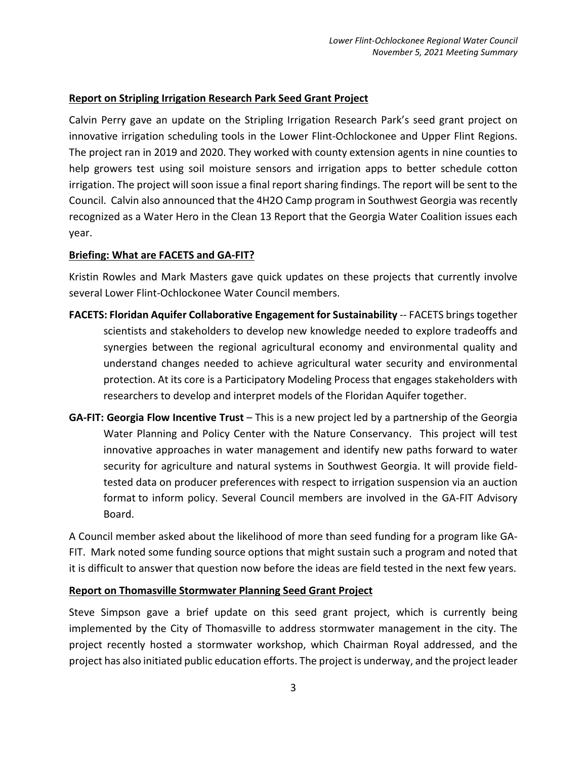**Report on Stripling Irrigation Research Park Seed Grant Project**

Calvin Perry gave an update on the Stripling Irrigation Research Park's seed grant project on innovative irrigation scheduling tools in the Lower Flint-Ochlockonee and Upper Flint Regions. The project ran in 2019 and 2020. They worked with county extension agents in nine counties to help growers test using soil moisture sensors and irrigation apps to better schedule cotton irrigation. The project will soon issue a final report sharing findings. The report will be sent to the Council. Calvin also announced that the 4H2O Camp program in Southwest Georgia was recently recognized as a Water Hero in the Clean 13 Report that the Georgia Water Coalition issues each year.

**Briefing: What are FACETS and GA-FIT?**

Kristin Rowles and Mark Masters gave quick updates on these projects that currently involve several Lower Flint-Ochlockonee Water Council members.

**FACETS: Floridan Aquifer Collaborative Engagement for Sustainability** -- FACETS brings together scientists and stakeholders to develop new knowledge needed to explore tradeoffs and synergies between the regional agricultural economy and environmental quality and understand changes needed to achieve agricultural water security and environmental protection. At its core is a Participatory Modeling Process that engages stakeholders with researchers to develop and interpret models of the Floridan Aquifer together.

**GA-FIT: Georgia Flow Incentive Trust** – This is a new project led by a partnership of the Georgia Water Planning and Policy Center with the Nature Conservancy. This project will test innovative approaches in water management and identify new paths forward to water security for agriculture and natural systems in Southwest Georgia. It will provide field-tested data on producer preferences with respect to irrigation suspension via an auction format to inform policy. Several Council members are involved in the GA-FIT Advisory Board.

A Council member asked about the likelihood of more than seed funding for a program like GA-FIT. Mark noted some funding source options that might sustain such a program and noted that it is difficult to answer that question now before the ideas are field tested in the next few years.

**Report on Thomasville Stormwater Planning Seed Grant Project**

Steve Simpson gave a brief update on this seed grant project, which is currently being implemented by the City of Thomasville to address stormwater management in the city. The project recently hosted a stormwater workshop, which Chairman Royal addressed, and the project has also initiated public education efforts. The project is underway, and the project leader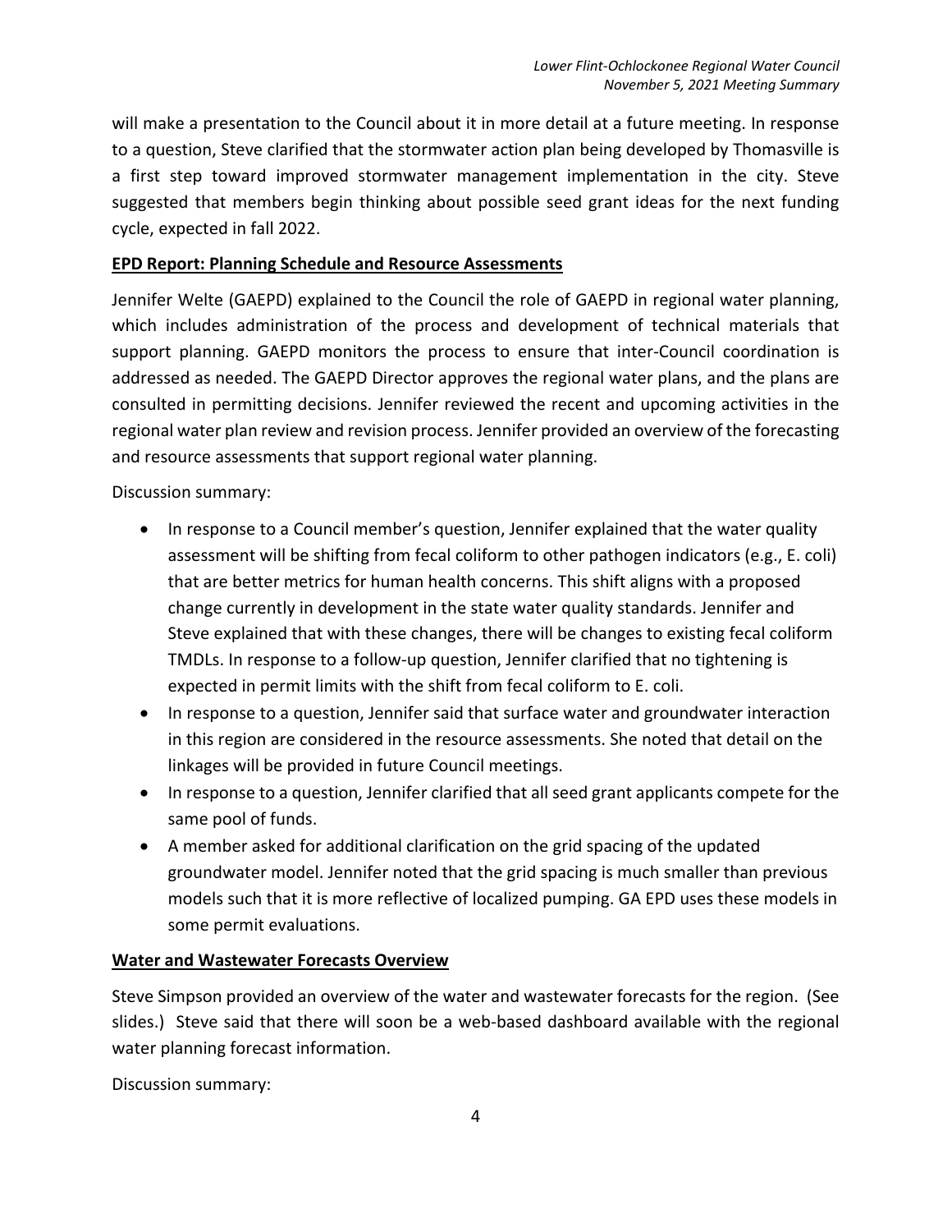will make a presentation to the Council about it in more detail at a future meeting. In response to a question, Steve clarified that the stormwater action plan being developed by Thomasville is a first step toward improved stormwater management implementation in the city. Steve suggested that members begin thinking about possible seed grant ideas for the next funding cycle, expected in fall 2022.

## EPD Report: Planning Schedule and Resource Assessments

Jennifer Welte (GAEPD) explained to the Council the role of GAEPD in regional water planning, which includes administration of the process and development of technical materials that support planning. GAEPD monitors the process to ensure that inter-Council coordination is addressed as needed. The GAEPD Director approves the regional water plans, and the plans are consulted in permitting decisions. Jennifer reviewed the recent and upcoming activities in the regional water plan review and revision process. Jennifer provided an overview of the forecasting and resource assessments that support regional water planning.

Discussion summary:

- In response to a Council member's question, Jennifer explained that the water quality assessment will be shifting from fecal coliform to other pathogen indicators (e.g., E. coli) that are better metrics for human health concerns. This shift aligns with a proposed change currently in development in the state water quality standards. Jennifer and Steve explained that with these changes, there will be changes to existing fecal coliform TMDLs. In response to a follow-up question, Jennifer clarified that no tightening is expected in permit limits with the shift from fecal coliform to E. coli.
- In response to a question, Jennifer said that surface water and groundwater interaction in this region are considered in the resource assessments. She noted that detail on the linkages will be provided in future Council meetings.
- In response to a question, Jennifer clarified that all seed grant applicants compete for the same pool of funds.
- A member asked for additional clarification on the grid spacing of the updated groundwater model. Jennifer noted that the grid spacing is much smaller than previous models such that it is more reflective of localized pumping. GA EPD uses these models in some permit evaluations.

## Water and Wastewater Forecasts Overview

Steve Simpson provided an overview of the water and wastewater forecasts for the region. (See slides.) Steve said that there will soon be a web-based dashboard available with the regional water planning forecast information.

Discussion summary: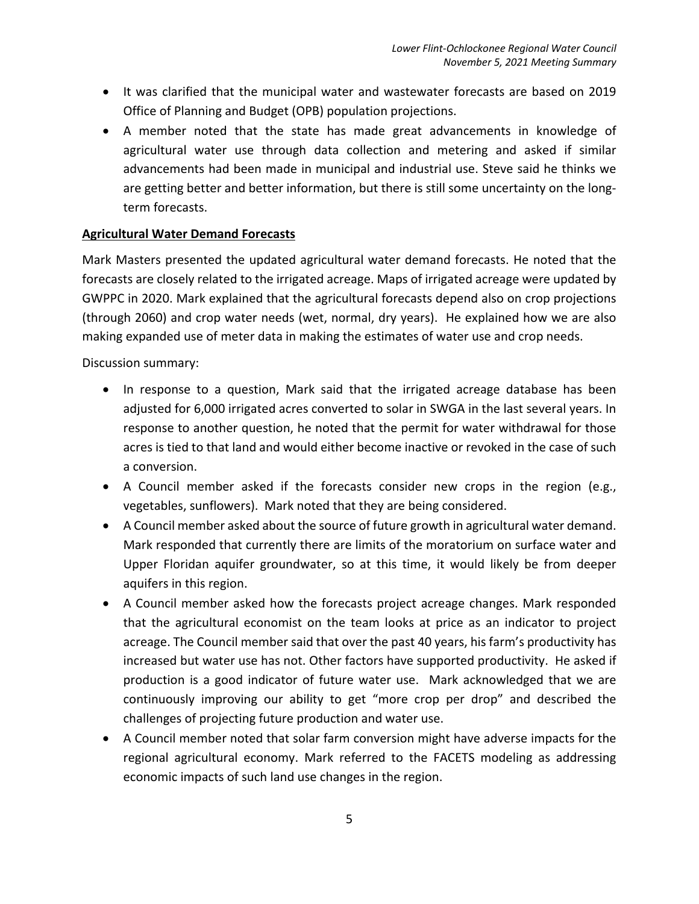- It was clarified that the municipal water and wastewater forecasts are based on 2019 Office of Planning and Budget (OPB) population projections.
- A member noted that the state has made great advancements in knowledge of agricultural water use through data collection and metering and asked if similar advancements had been made in municipal and industrial use. Steve said he thinks we are getting better and better information, but there is still some uncertainty on the long-term forecasts.

**Agricultural Water Demand Forecasts**

Mark Masters presented the updated agricultural water demand forecasts. He noted that the forecasts are closely related to the irrigated acreage. Maps of irrigated acreage were updated by GWPPC in 2020. Mark explained that the agricultural forecasts depend also on crop projections (through 2060) and crop water needs (wet, normal, dry years). He explained how we are also making expanded use of meter data in making the estimates of water use and crop needs.

Discussion summary:

- In response to a question, Mark said that the irrigated acreage database has been adjusted for 6,000 irrigated acres converted to solar in SWGA in the last several years. In response to another question, he noted that the permit for water withdrawal for those acres is tied to that land and would either become inactive or revoked in the case of such a conversion.
- A Council member asked if the forecasts consider new crops in the region (e.g., vegetables, sunflowers). Mark noted that they are being considered.
- A Council member asked about the source of future growth in agricultural water demand. Mark responded that currently there are limits of the moratorium on surface water and Upper Floridan aquifer groundwater, so at this time, it would likely be from deeper aquifers in this region.
- A Council member asked how the forecasts project acreage changes. Mark responded that the agricultural economist on the team looks at price as an indicator to project acreage. The Council member said that over the past 40 years, his farm's productivity has increased but water use has not. Other factors have supported productivity. He asked if production is a good indicator of future water use. Mark acknowledged that we are continuously improving our ability to get "more crop per drop" and described the challenges of projecting future production and water use.
- A Council member noted that solar farm conversion might have adverse impacts for the regional agricultural economy. Mark referred to the FACETS modeling as addressing economic impacts of such land use changes in the region.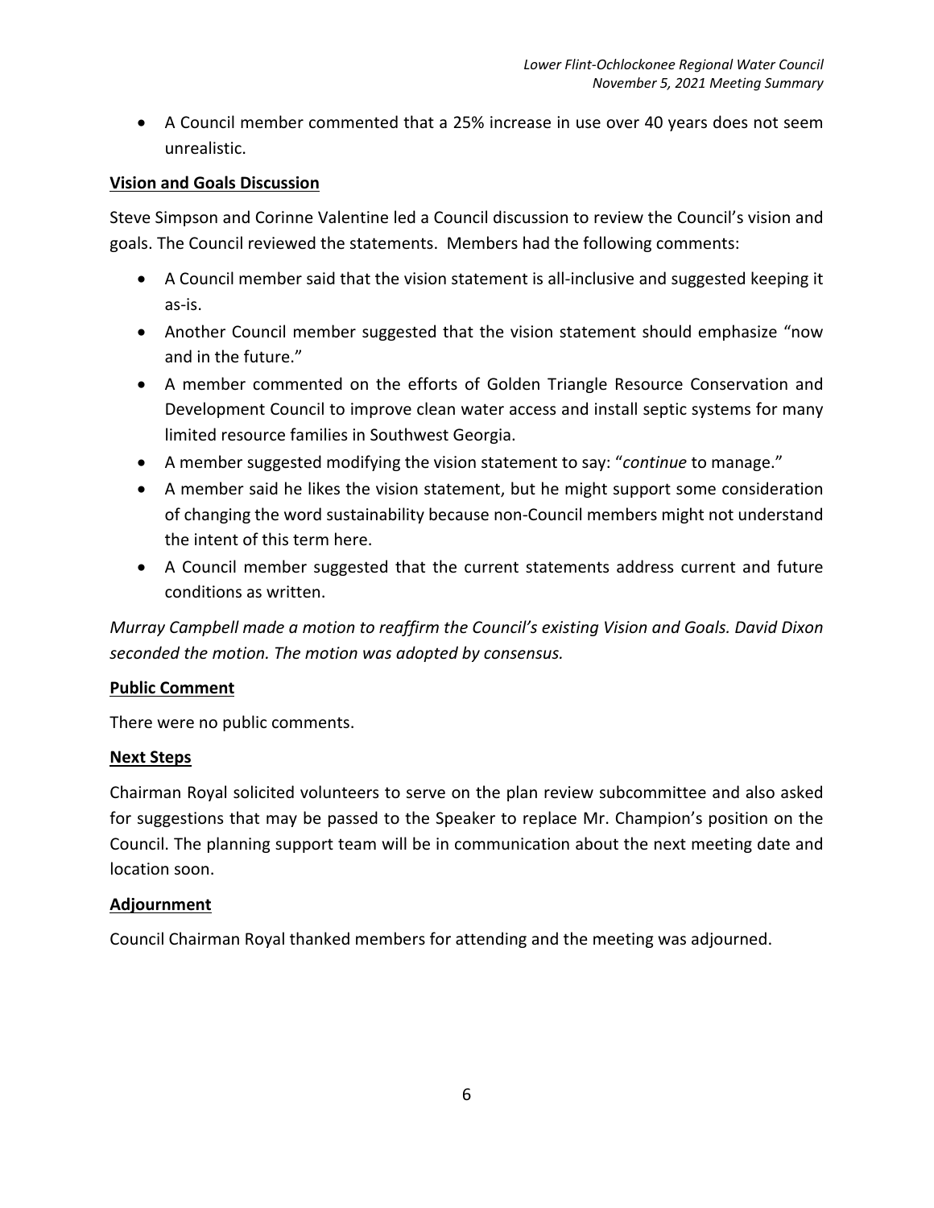- A Council member commented that a 25% increase in use over 40 years does not seem unrealistic.

**Vision and Goals Discussion**

Steve Simpson and Corinne Valentine led a Council discussion to review the Council's vision and goals. The Council reviewed the statements. Members had the following comments:

- A Council member said that the vision statement is all-inclusive and suggested keeping it as-is.
- Another Council member suggested that the vision statement should emphasize "now and in the future."
- A member commented on the efforts of Golden Triangle Resource Conservation and Development Council to improve clean water access and install septic systems for many limited resource families in Southwest Georgia.
- A member suggested modifying the vision statement to say: "*continue* to manage."
- A member said he likes the vision statement, but he might support some consideration of changing the word sustainability because non-Council members might not understand the intent of this term here.
- A Council member suggested that the current statements address current and future conditions as written.

*Murray Campbell made a motion to reaffirm the Council's existing Vision and Goals. David Dixon seconded the motion. The motion was adopted by consensus.*

**Public Comment**

There were no public comments.

**Next Steps**

Chairman Royal solicited volunteers to serve on the plan review subcommittee and also asked for suggestions that may be passed to the Speaker to replace Mr. Champion's position on the Council. The planning support team will be in communication about the next meeting date and location soon.

**Adjournment**

Council Chairman Royal thanked members for attending and the meeting was adjourned.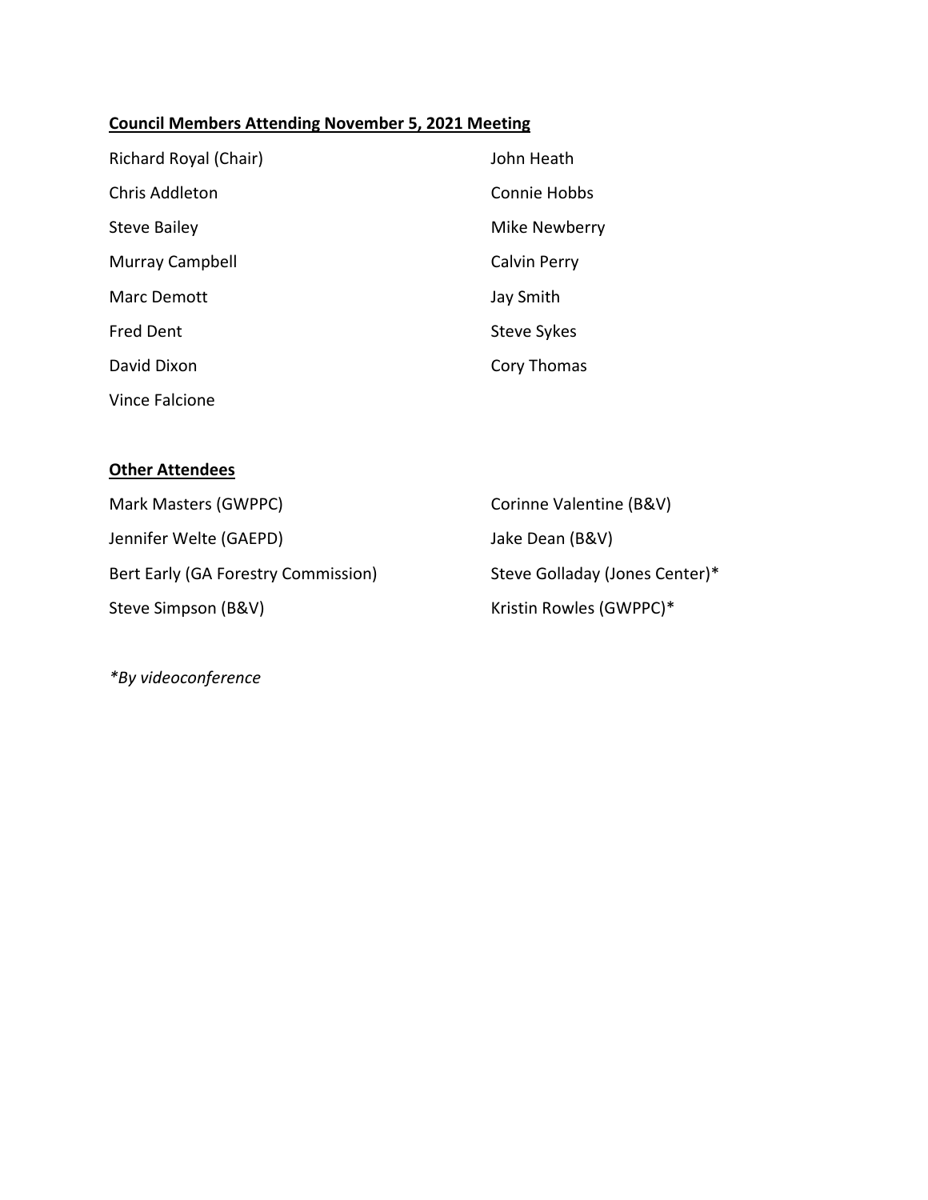**Council Members Attending November 5, 2021 Meeting**

Richard Royal (Chair)

Chris Addleton

Steve Bailey

Murray Campbell

Marc Demott

Fred Dent

David Dixon

Vince Falcione

John Heath

Connie Hobbs

Mike Newberry

Calvin Perry

Jay Smith

Steve Sykes

Cory Thomas

**Other Attendees**

Mark Masters (GWPPC)

Jennifer Welte (GAEPD)

Bert Early (GA Forestry Commission)

Steve Simpson (B&V)

Corinne Valentine (B&V)

Jake Dean (B&V)

Steve Golladay (Jones Center)*

Kristin Rowles (GWPPC)*

*\*By videoconference*